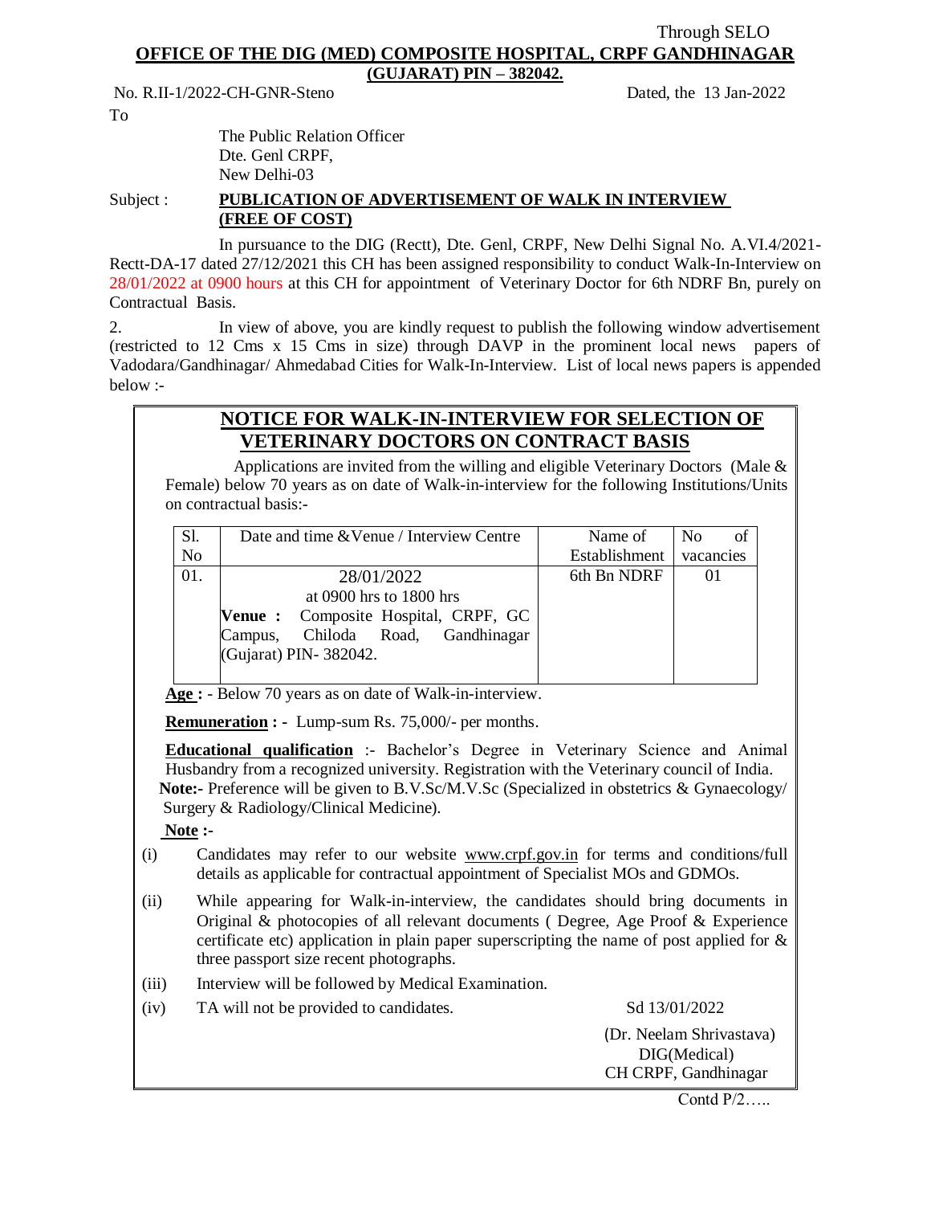Through SELO

**OFFICE OF THE DIG (MED) COMPOSITE HOSPITAL, CRPF GANDHINAGAR (GUJARAT) PIN – 382042.**

No. R.II-1/2022-CH-GNR-Steno Dated, the 13 Jan-2022

To

The Public Relation Officer
Dte. Genl CRPF,
New Delhi-03

Subject : **PUBLICATION OF ADVERTISEMENT OF WALK IN INTERVIEW (FREE OF COST)**

In pursuance to the DIG (Rectt), Dte. Genl, CRPF, New Delhi Signal No. A.VI.4/2021-Rectt-DA-17 dated 27/12/2021 this CH has been assigned responsibility to conduct Walk-In-Interview on 28/01/2022 at 0900 hours at this CH for appointment of Veterinary Doctor for 6th NDRF Bn, purely on Contractual Basis.

2. In view of above, you are kindly request to publish the following window advertisement (restricted to 12 Cms x 15 Cms in size) through DAVP in the prominent local news papers of Vadodara/Gandhinagar/ Ahmedabad Cities for Walk-In-Interview. List of local news papers is appended below :-

## NOTICE FOR WALK-IN-INTERVIEW FOR SELECTION OF VETERINARY DOCTORS ON CONTRACT BASIS

Applications are invited from the willing and eligible Veterinary Doctors (Male & Female) below 70 years as on date of Walk-in-interview for the following Institutions/Units on contractual basis:-

| Sl. No | Date and time & Venue / Interview Centre | Name of Establishment | No of vacancies |
|---|---|---|---|
| 01. | 28/01/2022 at 0900 hrs to 1800 hrs **Venue :** Composite Hospital, CRPF, GC Campus, Chiloda Road, Gandhinagar (Gujarat) PIN- 382042. | 6th Bn NDRF | 01 |

**Age :** - Below 70 years as on date of Walk-in-interview.

**Remuneration : -** Lump-sum Rs. 75,000/- per months.

**Educational qualification** :- Bachelor's Degree in Veterinary Science and Animal Husbandry from a recognized university. Registration with the Veterinary council of India.

**Note:-** Preference will be given to B.V.Sc/M.V.Sc (Specialized in obstetrics & Gynaecology/ Surgery & Radiology/Clinical Medicine).

**Note :-**

(i) Candidates may refer to our website www.crpf.gov.in for terms and conditions/full details as applicable for contractual appointment of Specialist MOs and GDMOs.

(ii) While appearing for Walk-in-interview, the candidates should bring documents in Original & photocopies of all relevant documents ( Degree, Age Proof & Experience certificate etc) application in plain paper superscripting the name of post applied for & three passport size recent photographs.

(iii) Interview will be followed by Medical Examination.

(iv) TA will not be provided to candidates.

Sd 13/01/2022

(Dr. Neelam Shrivastava)
DIG(Medical)
CH CRPF, Gandhinagar

Contd P/2…..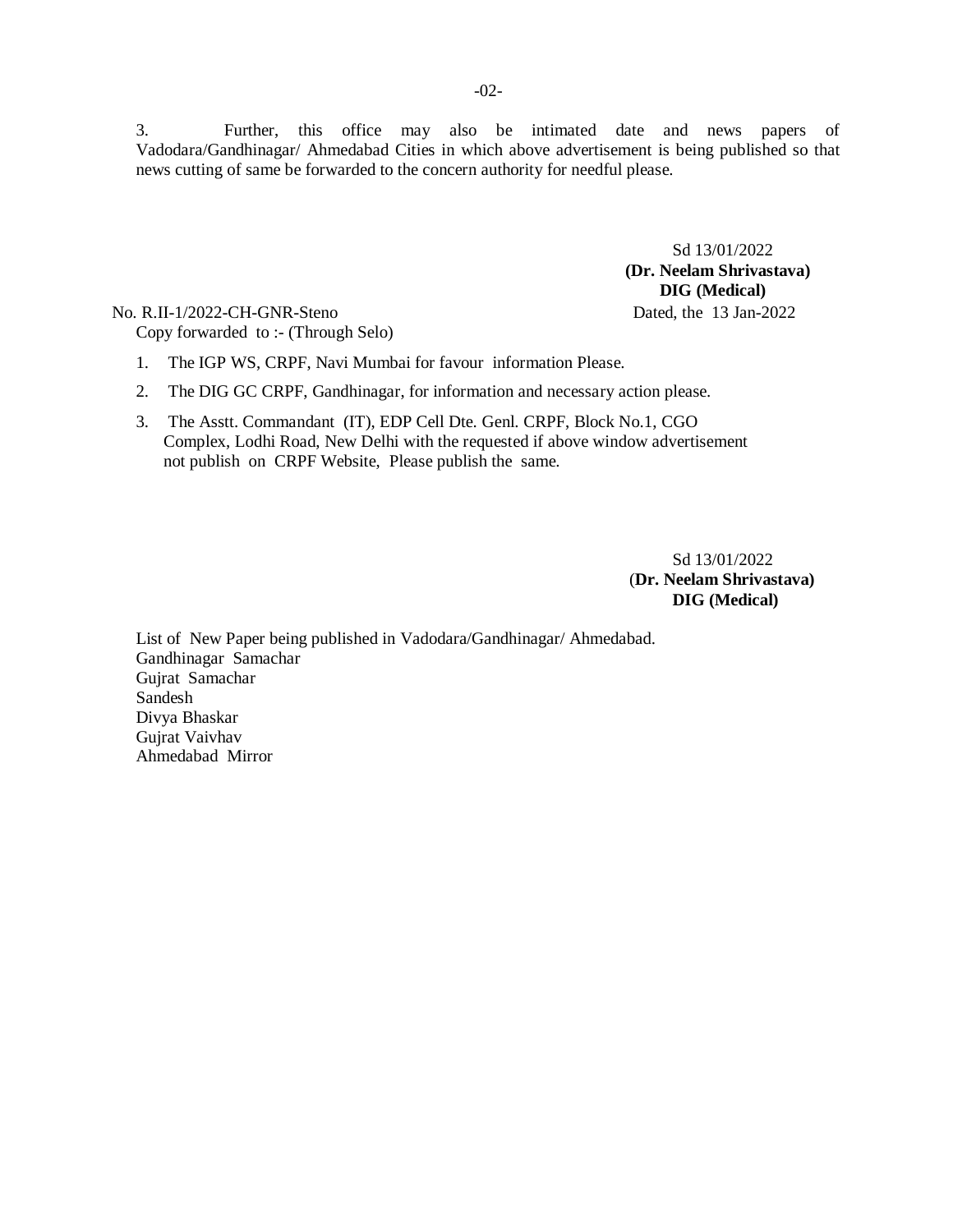3. Further, this office may also be intimated date and news papers of Vadodara/Gandhinagar/ Ahmedabad Cities in which above advertisement is being published so that news cutting of same be forwarded to the concern authority for needful please.

Sd 13/01/2022
**(Dr. Neelam Shrivastava)**
**DIG (Medical)**

No. R.II-1/2022-CH-GNR-Steno Dated, the 13 Jan-2022

Copy forwarded to :- (Through Selo)

1. The IGP WS, CRPF, Navi Mumbai for favour information Please.
2. The DIG GC CRPF, Gandhinagar, for information and necessary action please.
3. The Asstt. Commandant (IT), EDP Cell Dte. Genl. CRPF, Block No.1, CGO Complex, Lodhi Road, New Delhi with the requested if above window advertisement not publish on CRPF Website, Please publish the same.

Sd 13/01/2022
(**Dr. Neelam Shrivastava)**
**DIG (Medical)**

List of New Paper being published in Vadodara/Gandhinagar/ Ahmedabad.
Gandhinagar Samachar
Gujrat Samachar
Sandesh
Divya Bhaskar
Gujrat Vaivhav
Ahmedabad Mirror